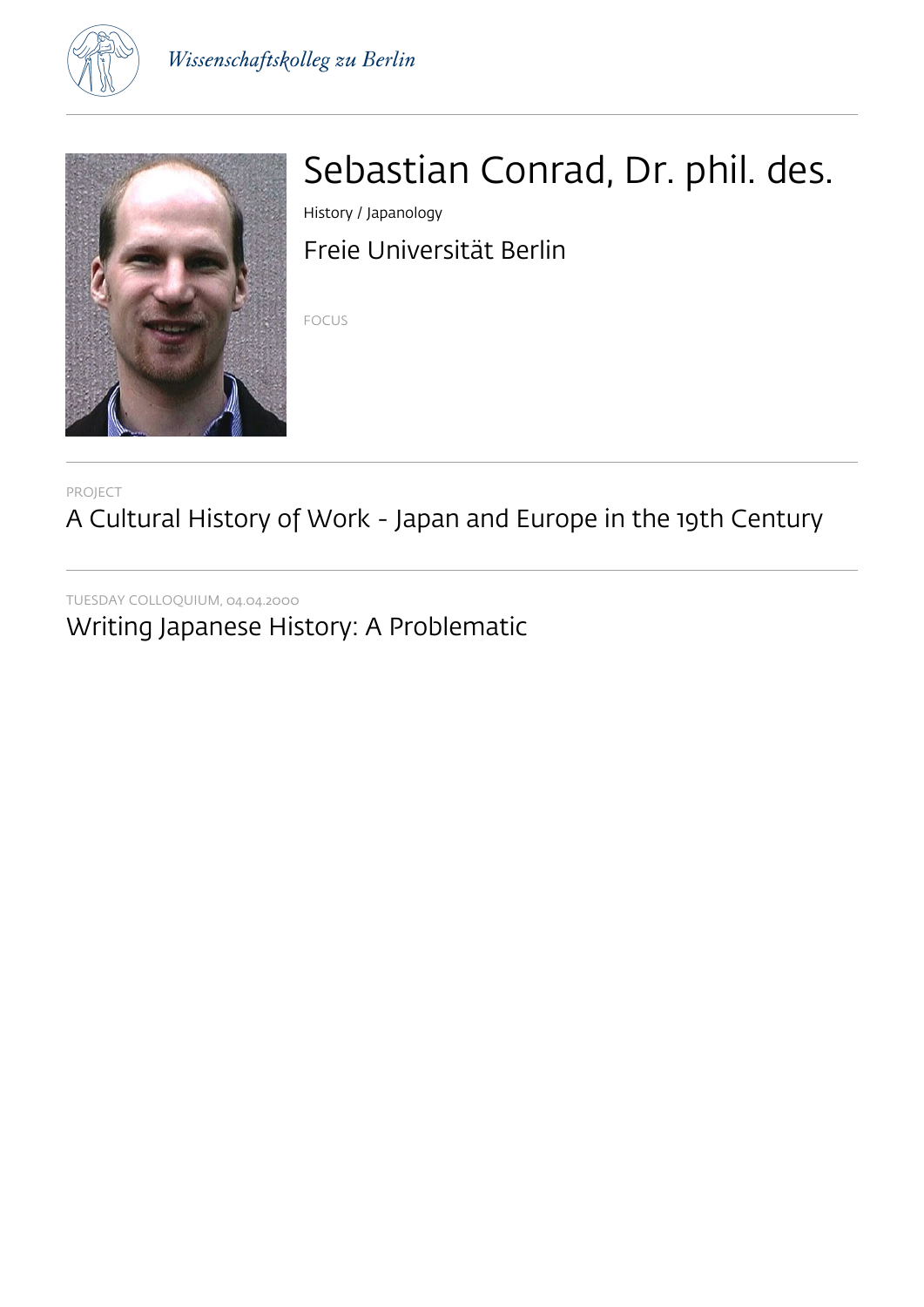# Sebastian Conrad, Dr. phil. des.

History / Japanology

Freie Universität Berlin

FOCUS

PROJECT

## A Cultural History of Work - Japan and Europe in the 19th Century

TUESDAY COLLOQUIUM, 04.04.2000

## Writing Japanese History: A Problematic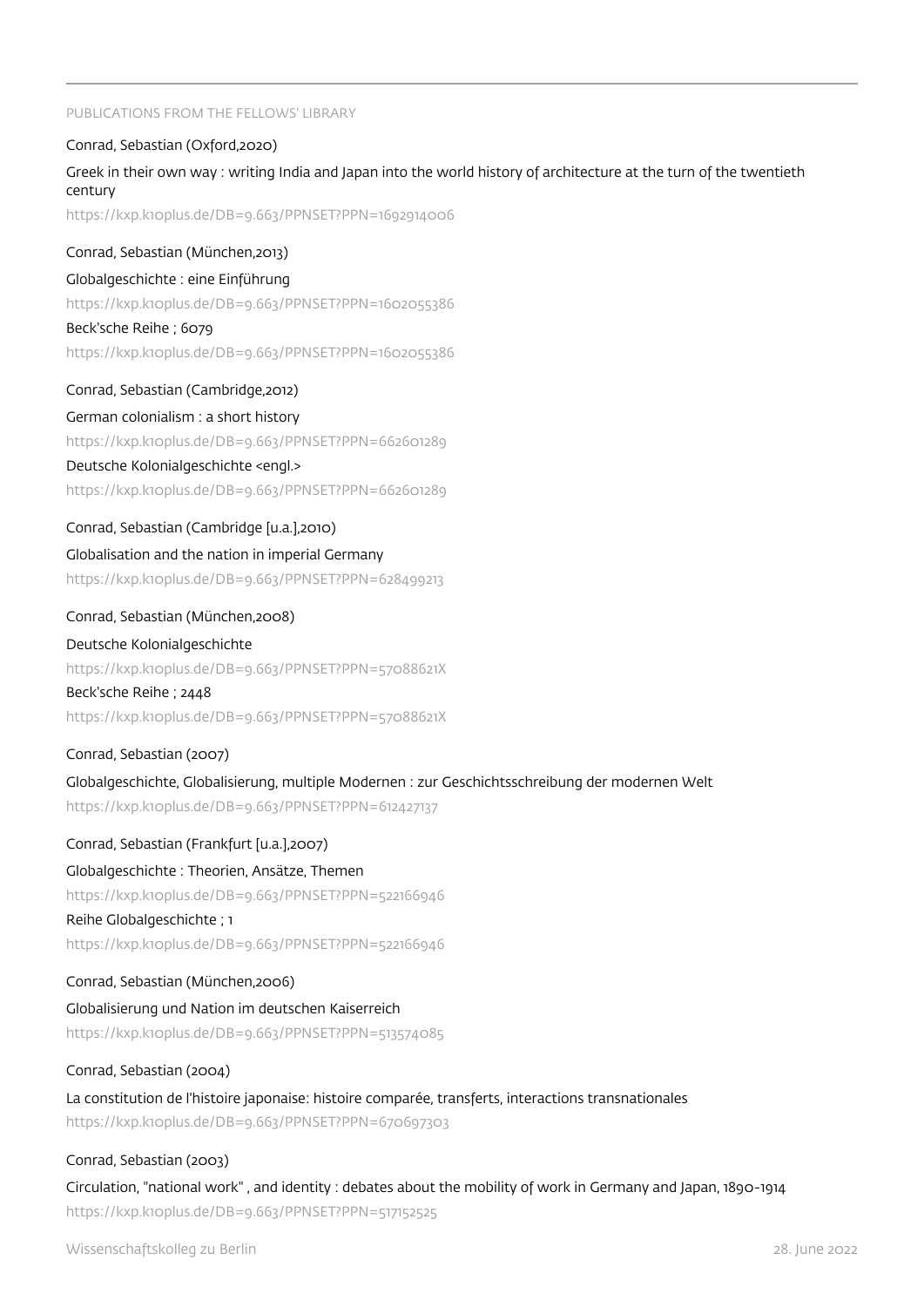PUBLICATIONS FROM THE FELLOWS' LIBRARY

Conrad, Sebastian (Oxford,2020)

Greek in their own way : writing India and Japan into the world history of architecture at the turn of the twentieth century

https://kxp.k10plus.de/DB=9.663/PPNSET?PPN=1692914006

Conrad, Sebastian (München,2013)

Globalgeschichte : eine Einführung

https://kxp.k10plus.de/DB=9.663/PPNSET?PPN=1602055386

Beck'sche Reihe ; 6079

https://kxp.k10plus.de/DB=9.663/PPNSET?PPN=1602055386

Conrad, Sebastian (Cambridge,2012)

German colonialism : a short history

https://kxp.k10plus.de/DB=9.663/PPNSET?PPN=662601289

Deutsche Kolonialgeschichte <engl.>

https://kxp.k10plus.de/DB=9.663/PPNSET?PPN=662601289

Conrad, Sebastian (Cambridge [u.a.],2010)

Globalisation and the nation in imperial Germany

https://kxp.k10plus.de/DB=9.663/PPNSET?PPN=628499213

Conrad, Sebastian (München,2008)

Deutsche Kolonialgeschichte

https://kxp.k10plus.de/DB=9.663/PPNSET?PPN=57088621X

Beck'sche Reihe ; 2448

https://kxp.k10plus.de/DB=9.663/PPNSET?PPN=57088621X

Conrad, Sebastian (2007)

Globalgeschichte, Globalisierung, multiple Modernen : zur Geschichtsschreibung der modernen Welt

https://kxp.k10plus.de/DB=9.663/PPNSET?PPN=612427137

Conrad, Sebastian (Frankfurt [u.a.],2007)

Globalgeschichte : Theorien, Ansätze, Themen

https://kxp.k10plus.de/DB=9.663/PPNSET?PPN=522166946

Reihe Globalgeschichte ; 1

https://kxp.k10plus.de/DB=9.663/PPNSET?PPN=522166946

Conrad, Sebastian (München,2006)

Globalisierung und Nation im deutschen Kaiserreich

https://kxp.k10plus.de/DB=9.663/PPNSET?PPN=513574085

Conrad, Sebastian (2004)

La constitution de l'histoire japonaise: histoire comparée, transferts, interactions transnationales

https://kxp.k10plus.de/DB=9.663/PPNSET?PPN=670697303

Conrad, Sebastian (2003)

Circulation, "national work" , and identity : debates about the mobility of work in Germany and Japan, 1890-1914

https://kxp.k10plus.de/DB=9.663/PPNSET?PPN=517152525